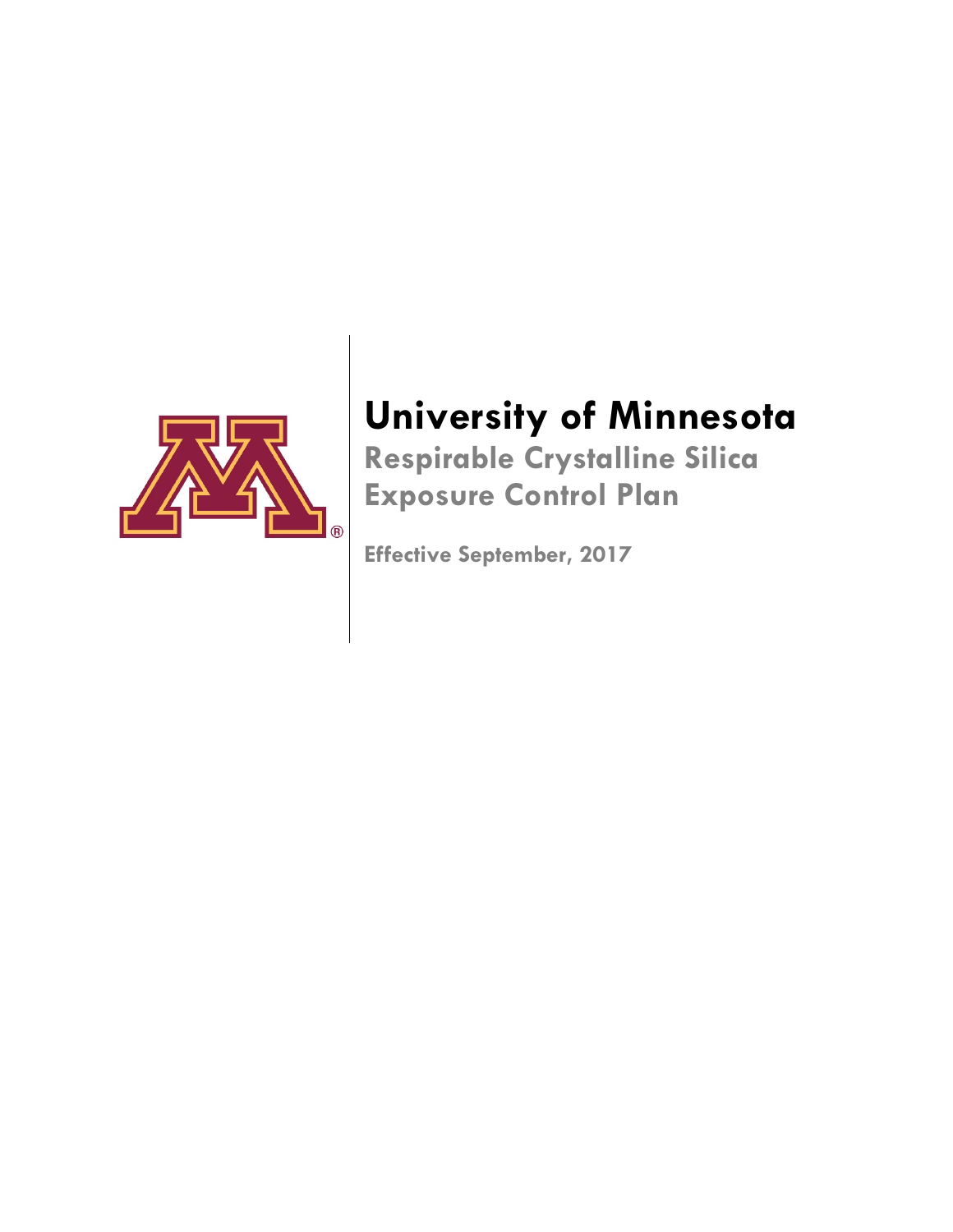# University of Minnesota

## Respirable Crystalline Silica Exposure Control Plan

**Effective September, 2017**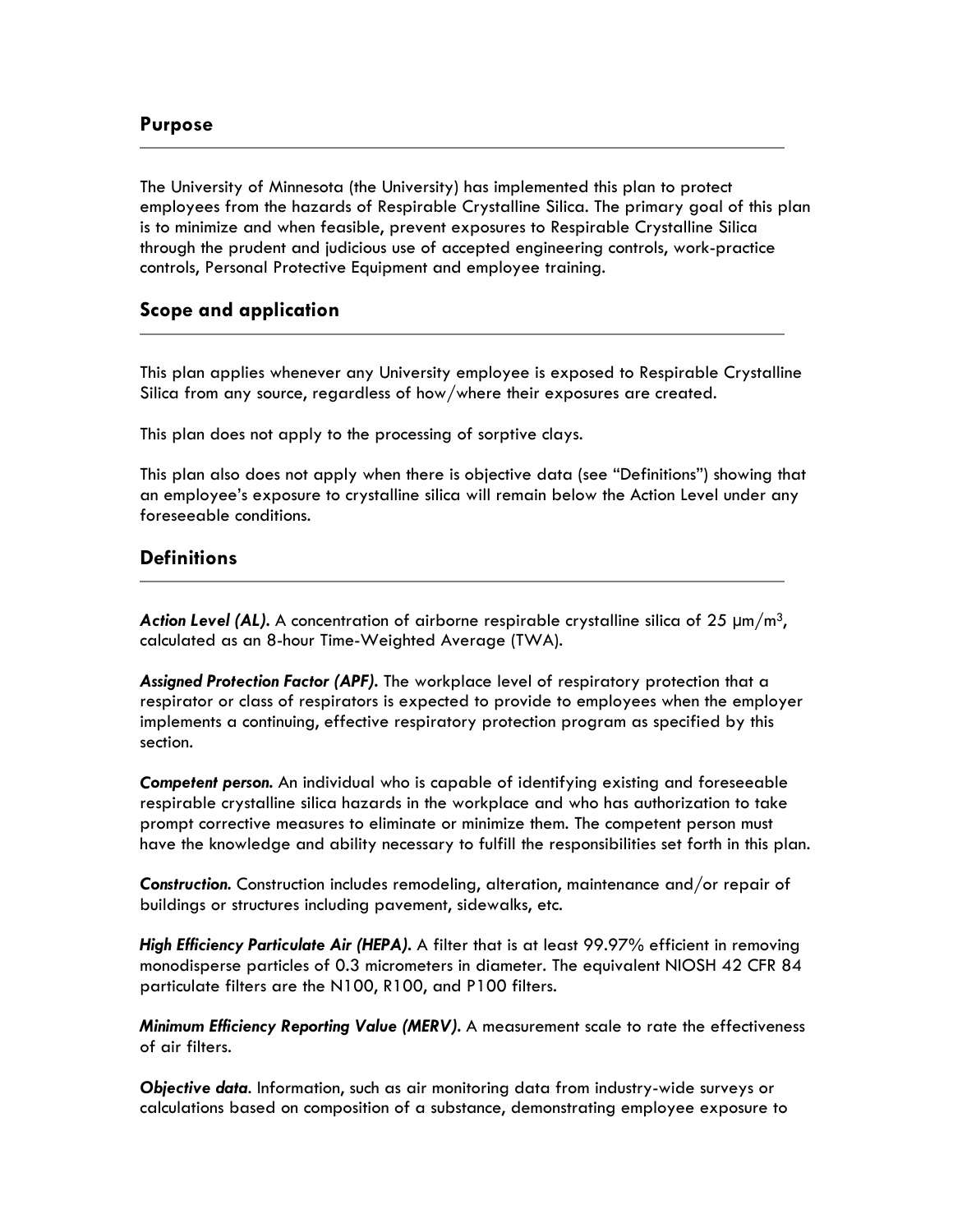## Purpose

The University of Minnesota (the University) has implemented this plan to protect employees from the hazards of Respirable Crystalline Silica. The primary goal of this plan is to minimize and when feasible, prevent exposures to Respirable Crystalline Silica through the prudent and judicious use of accepted engineering controls, work-practice controls, Personal Protective Equipment and employee training.

## Scope and application

This plan applies whenever any University employee is exposed to Respirable Crystalline Silica from any source, regardless of how/where their exposures are created.

This plan does not apply to the processing of sorptive clays.

This plan also does not apply when there is objective data (see "Definitions") showing that an employee's exposure to crystalline silica will remain below the Action Level under any foreseeable conditions.

## Definitions

***Action Level (AL).*** A concentration of airborne respirable crystalline silica of 25 µm/m$^3$, calculated as an 8-hour Time-Weighted Average (TWA).

***Assigned Protection Factor (APF).*** The workplace level of respiratory protection that a respirator or class of respirators is expected to provide to employees when the employer implements a continuing, effective respiratory protection program as specified by this section.

***Competent person.*** An individual who is capable of identifying existing and foreseeable respirable crystalline silica hazards in the workplace and who has authorization to take prompt corrective measures to eliminate or minimize them. The competent person must have the knowledge and ability necessary to fulfill the responsibilities set forth in this plan.

***Construction.*** Construction includes remodeling, alteration, maintenance and/or repair of buildings or structures including pavement, sidewalks, etc.

***High Efficiency Particulate Air (HEPA).*** A filter that is at least 99.97% efficient in removing monodisperse particles of 0.3 micrometers in diameter. The equivalent NIOSH 42 CFR 84 particulate filters are the N100, R100, and P100 filters.

***Minimum Efficiency Reporting Value (MERV).*** A measurement scale to rate the effectiveness of air filters.

***Objective data.*** Information, such as air monitoring data from industry-wide surveys or calculations based on composition of a substance, demonstrating employee exposure to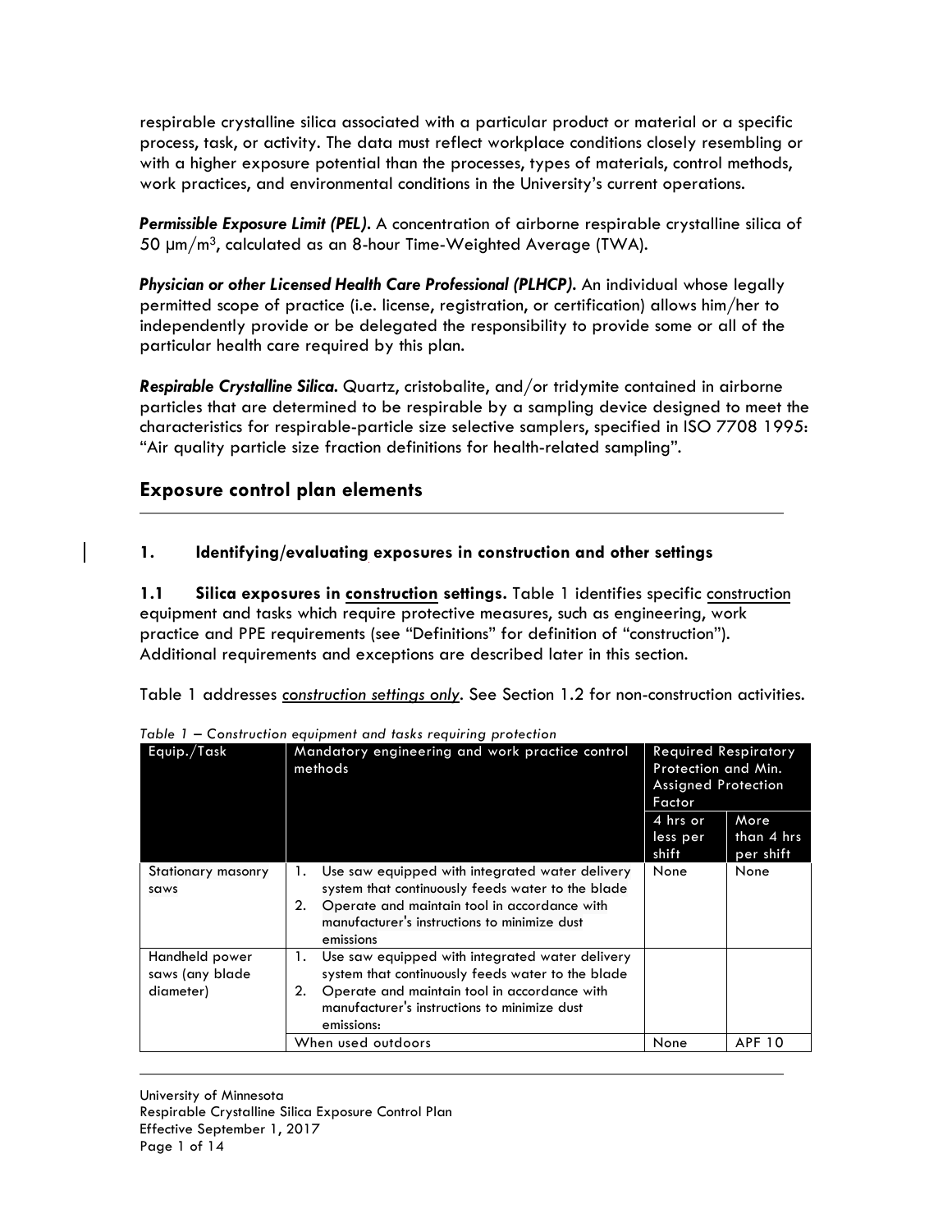respirable crystalline silica associated with a particular product or material or a specific process, task, or activity. The data must reflect workplace conditions closely resembling or with a higher exposure potential than the processes, types of materials, control methods, work practices, and environmental conditions in the University's current operations.

***Permissible Exposure Limit (PEL).*** A concentration of airborne respirable crystalline silica of 50 μm/m$^3$, calculated as an 8-hour Time-Weighted Average (TWA).

***Physician or other Licensed Health Care Professional (PLHCP).*** An individual whose legally permitted scope of practice (i.e. license, registration, or certification) allows him/her to independently provide or be delegated the responsibility to provide some or all of the particular health care required by this plan.

***Respirable Crystalline Silica.*** Quartz, cristobalite, and/or tridymite contained in airborne particles that are determined to be respirable by a sampling device designed to meet the characteristics for respirable-particle size selective samplers, specified in ISO 7708 1995: "Air quality particle size fraction definitions for health-related sampling".

## Exposure control plan elements

### 1. Identifying/evaluating exposures in construction and other settings

**1.1 Silica exposures in construction settings.** Table 1 identifies specific construction equipment and tasks which require protective measures, such as engineering, work practice and PPE requirements (see "Definitions" for definition of "construction"). Additional requirements and exceptions are described later in this section.

Table 1 addresses *construction settings only*. See Section 1.2 for non-construction activities.

*Table 1 – Construction equipment and tasks requiring protection*

| Equip./Task | Mandatory engineering and work practice control methods | Required Respiratory Protection and Min. Assigned Protection Factor | |
|---|---|---|---|
| | | 4 hrs or less per shift | More than 4 hrs per shift |
| Stationary masonry saws | 1. Use saw equipped with integrated water delivery system that continuously feeds water to the blade<br>2. Operate and maintain tool in accordance with manufacturer's instructions to minimize dust emissions | None | None |
| Handheld power saws (any blade diameter) | 1. Use saw equipped with integrated water delivery system that continuously feeds water to the blade<br>2. Operate and maintain tool in accordance with manufacturer's instructions to minimize dust emissions: | | |
| | When used outdoors | None | APF 10 |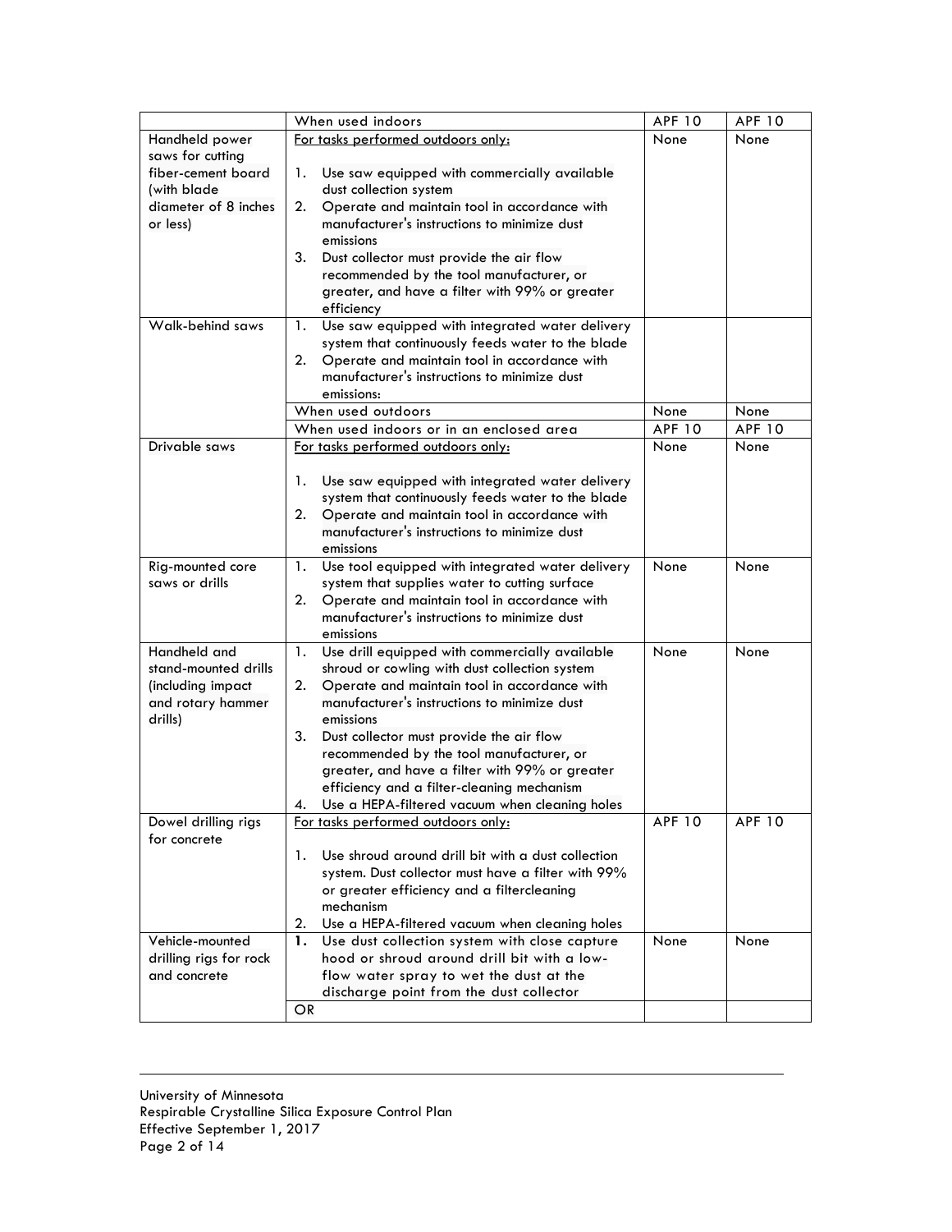| | | | |
|---|---|---|---|
| | When used indoors | APF 10 | APF 10 |
| Handheld power saws for cutting fiber-cement board (with blade diameter of 8 inches or less) | For tasks performed outdoors only:<br><br>1. Use saw equipped with commercially available dust collection system<br>2. Operate and maintain tool in accordance with manufacturer's instructions to minimize dust emissions<br>3. Dust collector must provide the air flow recommended by the tool manufacturer, or greater, and have a filter with 99% or greater efficiency | None | None |
| Walk-behind saws | 1. Use saw equipped with integrated water delivery system that continuously feeds water to the blade<br>2. Operate and maintain tool in accordance with manufacturer's instructions to minimize dust emissions: | | |
| | When used outdoors | None | None |
| | When used indoors or in an enclosed area | APF 10 | APF 10 |
| Drivable saws | For tasks performed outdoors only:<br><br>1. Use saw equipped with integrated water delivery system that continuously feeds water to the blade<br>2. Operate and maintain tool in accordance with manufacturer's instructions to minimize dust emissions | None | None |
| Rig-mounted core saws or drills | 1. Use tool equipped with integrated water delivery system that supplies water to cutting surface<br>2. Operate and maintain tool in accordance with manufacturer's instructions to minimize dust emissions | None | None |
| Handheld and stand-mounted drills (including impact and rotary hammer drills) | 1. Use drill equipped with commercially available shroud or cowling with dust collection system<br>2. Operate and maintain tool in accordance with manufacturer's instructions to minimize dust emissions<br>3. Dust collector must provide the air flow recommended by the tool manufacturer, or greater, and have a filter with 99% or greater efficiency and a filter-cleaning mechanism<br>4. Use a HEPA-filtered vacuum when cleaning holes | None | None |
| Dowel drilling rigs for concrete | For tasks performed outdoors only:<br><br>1. Use shroud around drill bit with a dust collection system. Dust collector must have a filter with 99% or greater efficiency and a filtercleaning mechanism<br>2. Use a HEPA-filtered vacuum when cleaning holes | APF 10 | APF 10 |
| Vehicle-mounted drilling rigs for rock and concrete | 1. Use dust collection system with close capture hood or shroud around drill bit with a low-flow water spray to wet the dust at the discharge point from the dust collector | None | None |
| | OR | | |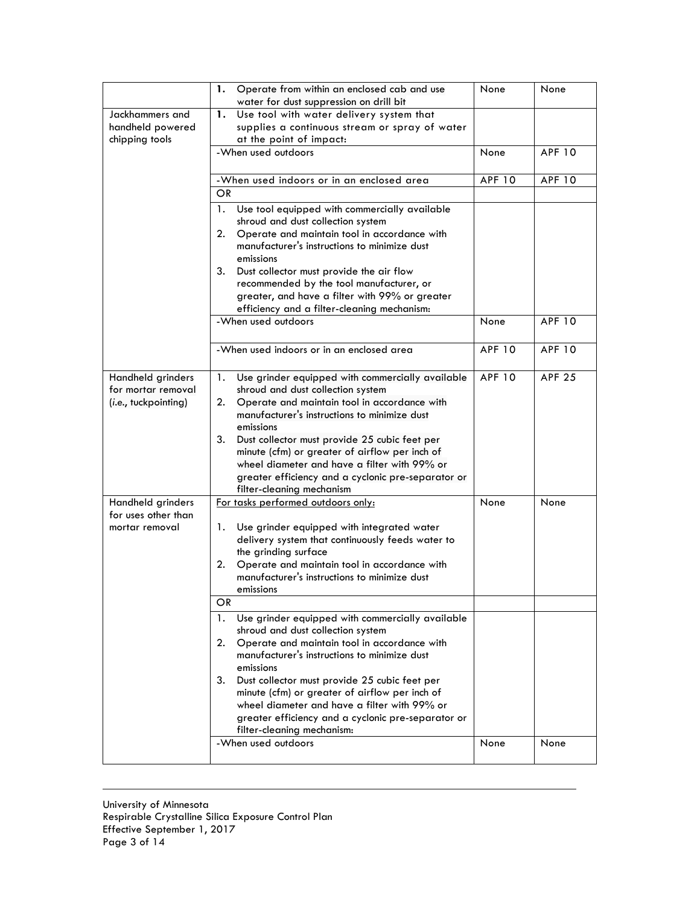| | | | |
|---|---|---|---|
| | 1. Operate from within an enclosed cab and use water for dust suppression on drill bit | None | None |
| Jackhammers and handheld powered chipping tools | 1. Use tool with water delivery system that supplies a continuous stream or spray of water at the point of impact: | | |
| | -When used outdoors | None | APF 10 |
| | -When used indoors or in an enclosed area | APF 10 | APF 10 |
| | OR | | |
| | 1. Use tool equipped with commercially available shroud and dust collection system<br>2. Operate and maintain tool in accordance with manufacturer's instructions to minimize dust emissions<br>3. Dust collector must provide the air flow recommended by the tool manufacturer, or greater, and have a filter with 99% or greater efficiency and a filter-cleaning mechanism: | | |
| | -When used outdoors | None | APF 10 |
| | -When used indoors or in an enclosed area | APF 10 | APF 10 |
| Handheld grinders for mortar removal (*i.e.*, tuckpointing) | 1. Use grinder equipped with commercially available shroud and dust collection system<br>2. Operate and maintain tool in accordance with manufacturer's instructions to minimize dust emissions<br>3. Dust collector must provide 25 cubic feet per minute (cfm) or greater of airflow per inch of wheel diameter and have a filter with 99% or greater efficiency and a cyclonic pre-separator or filter-cleaning mechanism | APF 10 | APF 25 |
| Handheld grinders for uses other than mortar removal | For tasks performed outdoors only:<br>1. Use grinder equipped with integrated water delivery system that continuously feeds water to the grinding surface<br>2. Operate and maintain tool in accordance with manufacturer's instructions to minimize dust emissions | None | None |
| | OR | | |
| | 1. Use grinder equipped with commercially available shroud and dust collection system<br>2. Operate and maintain tool in accordance with manufacturer's instructions to minimize dust emissions<br>3. Dust collector must provide 25 cubic feet per minute (cfm) or greater of airflow per inch of wheel diameter and have a filter with 99% or greater efficiency and a cyclonic pre-separator or filter-cleaning mechanism: | | |
| | -When used outdoors | None | None |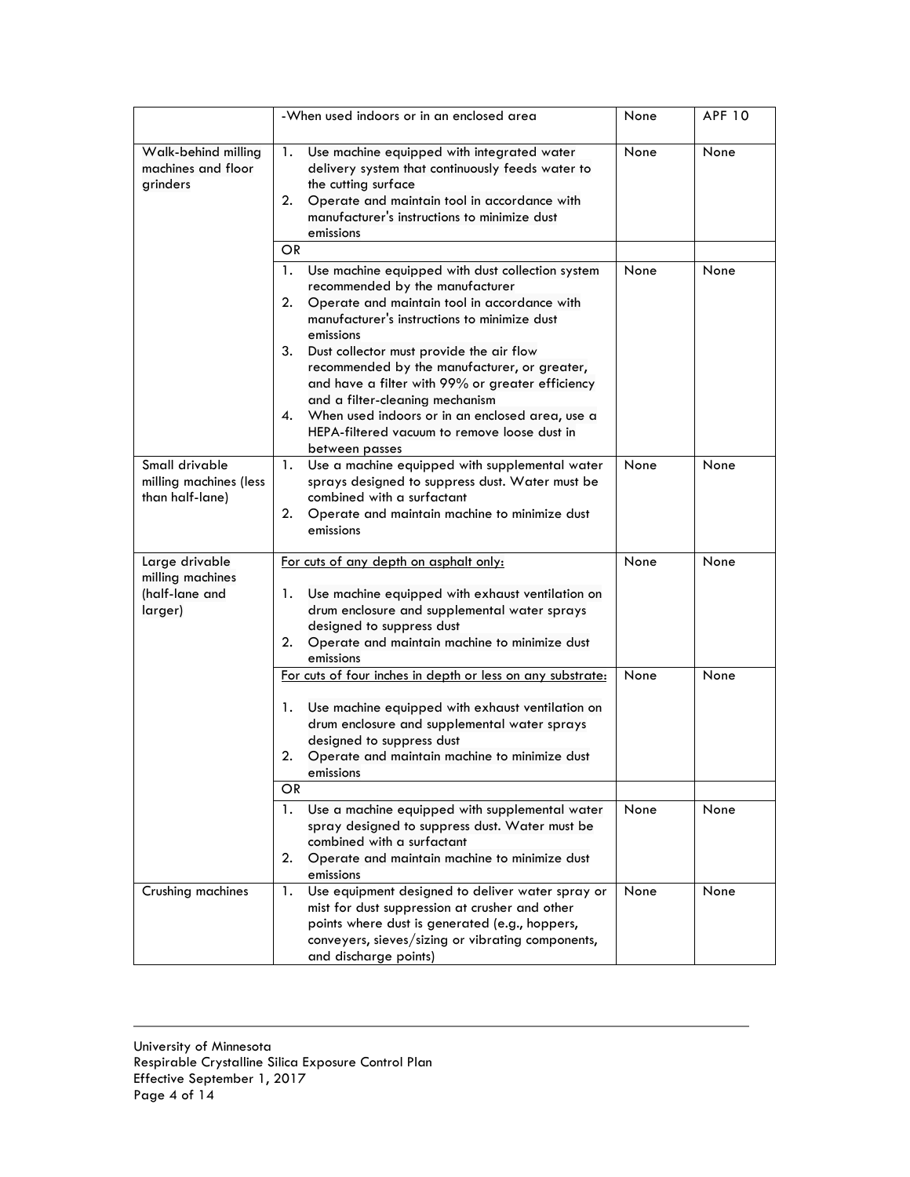| | | | |
|---|---|---|---|
| | -When used indoors or in an enclosed area | None | APF 10 |
| Walk-behind milling machines and floor grinders | 1. Use machine equipped with integrated water delivery system that continuously feeds water to the cutting surface<br>2. Operate and maintain tool in accordance with manufacturer's instructions to minimize dust emissions | None | None |
| | OR | | |
| | 1. Use machine equipped with dust collection system recommended by the manufacturer<br>2. Operate and maintain tool in accordance with manufacturer's instructions to minimize dust emissions<br>3. Dust collector must provide the air flow recommended by the manufacturer, or greater, and have a filter with 99% or greater efficiency and a filter-cleaning mechanism<br>4. When used indoors or in an enclosed area, use a HEPA-filtered vacuum to remove loose dust in between passes | None | None |
| Small drivable milling machines (less than half-lane) | 1. Use a machine equipped with supplemental water sprays designed to suppress dust. Water must be combined with a surfactant<br>2. Operate and maintain machine to minimize dust emissions | None | None |
| Large drivable milling machines (half-lane and larger) | <u>For cuts of any depth on asphalt only:</u><br>1. Use machine equipped with exhaust ventilation on drum enclosure and supplemental water sprays designed to suppress dust<br>2. Operate and maintain machine to minimize dust emissions | None | None |
| | <u>For cuts of four inches in depth or less on any substrate:</u><br>1. Use machine equipped with exhaust ventilation on drum enclosure and supplemental water sprays designed to suppress dust<br>2. Operate and maintain machine to minimize dust emissions | None | None |
| | OR | | |
| | 1. Use a machine equipped with supplemental water spray designed to suppress dust. Water must be combined with a surfactant<br>2. Operate and maintain machine to minimize dust emissions | None | None |
| Crushing machines | 1. Use equipment designed to deliver water spray or mist for dust suppression at crusher and other points where dust is generated (e.g., hoppers, conveyers, sieves/sizing or vibrating components, and discharge points) | None | None |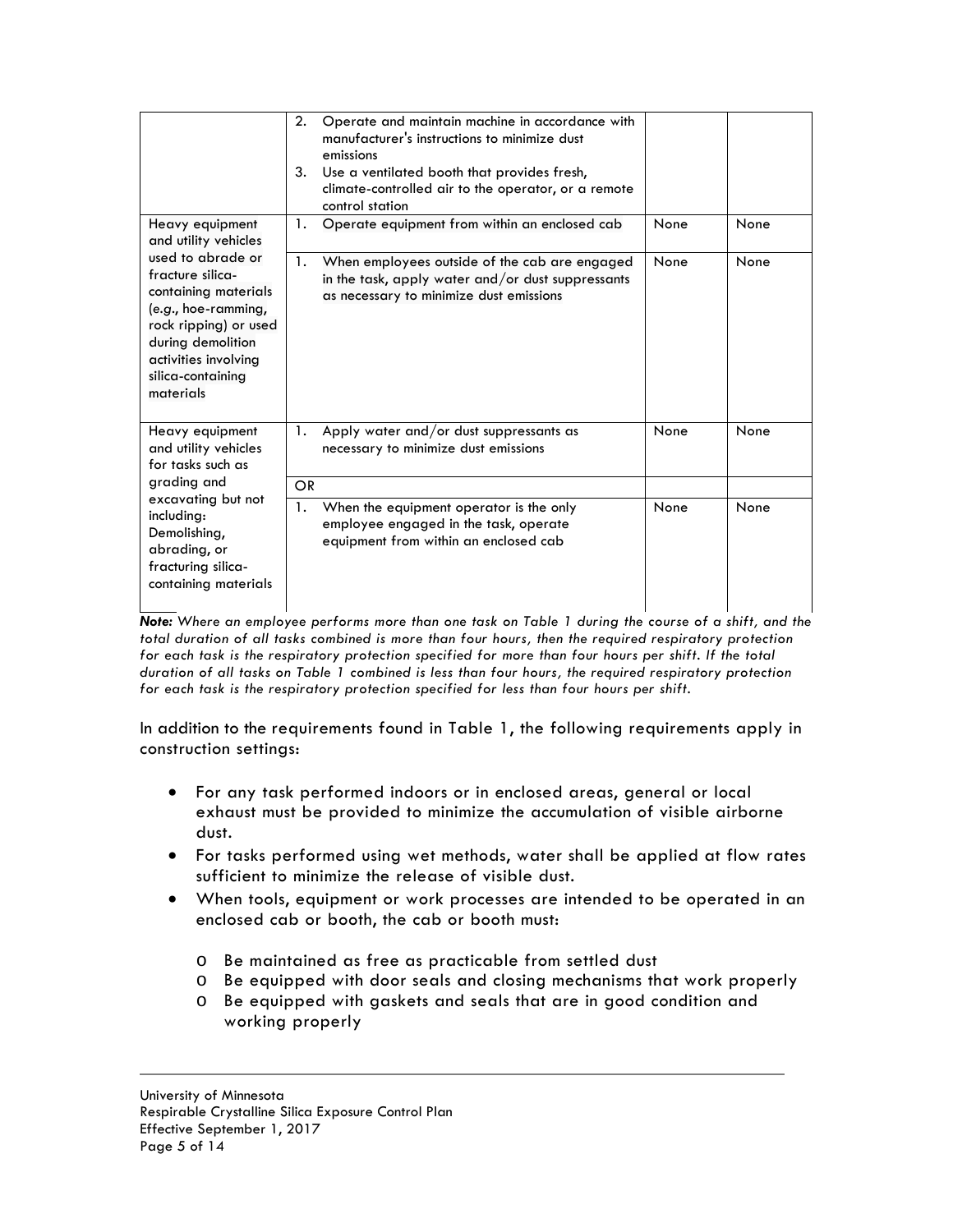| | | | |
|---|---|---|---|
| | 2. Operate and maintain machine in accordance with manufacturer's instructions to minimize dust emissions<br>3. Use a ventilated booth that provides fresh, climate-controlled air to the operator, or a remote control station | | |
| Heavy equipment and utility vehicles used to abrade or fracture silica-containing materials (*e.g.*, hoe-ramming, rock ripping) or used during demolition activities involving silica-containing materials | 1. Operate equipment from within an enclosed cab | None | None |
| | 1. When employees outside of the cab are engaged in the task, apply water and/or dust suppressants as necessary to minimize dust emissions | None | None |
| Heavy equipment and utility vehicles for tasks such as grading and excavating but not including: Demolishing, abrading, or fracturing silica-containing materials | 1. Apply water and/or dust suppressants as necessary to minimize dust emissions | None | None |
| | OR | | |
| | 1. When the equipment operator is the only employee engaged in the task, operate equipment from within an enclosed cab | None | None |

***Note:*** *Where an employee performs more than one task on Table 1 during the course of a shift, and the total duration of all tasks combined is more than four hours, then the required respiratory protection for each task is the respiratory protection specified for more than four hours per shift. If the total duration of all tasks on Table 1 combined is less than four hours, the required respiratory protection for each task is the respiratory protection specified for less than four hours per shift.*

In addition to the requirements found in Table 1, the following requirements apply in construction settings:

- For any task performed indoors or in enclosed areas, general or local exhaust must be provided to minimize the accumulation of visible airborne dust.
- For tasks performed using wet methods, water shall be applied at flow rates sufficient to minimize the release of visible dust.
- When tools, equipment or work processes are intended to be operated in an enclosed cab or booth, the cab or booth must:
  - Be maintained as free as practicable from settled dust
  - Be equipped with door seals and closing mechanisms that work properly
  - Be equipped with gaskets and seals that are in good condition and working properly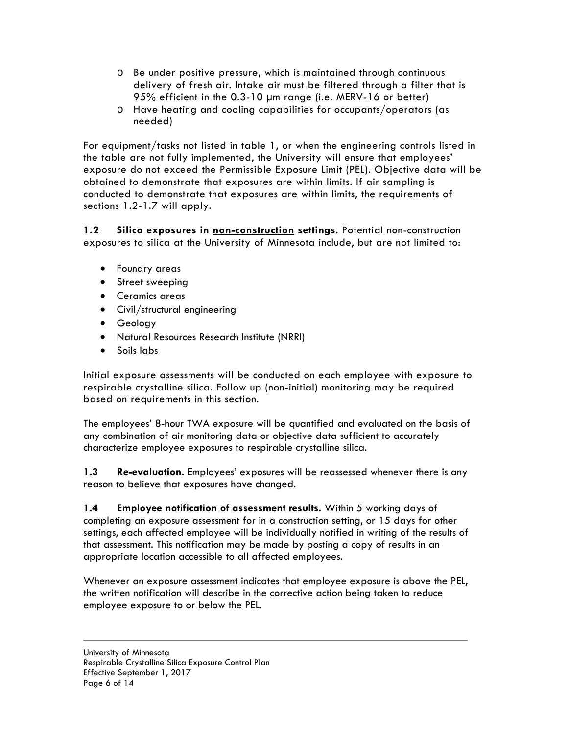- Be under positive pressure, which is maintained through continuous delivery of fresh air. Intake air must be filtered through a filter that is 95% efficient in the 0.3-10 µm range (i.e. MERV-16 or better)
    - Have heating and cooling capabilities for occupants/operators (as needed)

For equipment/tasks not listed in table 1, or when the engineering controls listed in the table are not fully implemented, the University will ensure that employees' exposure do not exceed the Permissible Exposure Limit (PEL). Objective data will be obtained to demonstrate that exposures are within limits. If air sampling is conducted to demonstrate that exposures are within limits, the requirements of sections 1.2-1.7 will apply.

**1.2 Silica exposures in non-construction settings.** Potential non-construction exposures to silica at the University of Minnesota include, but are not limited to:

- Foundry areas
- Street sweeping
- Ceramics areas
- Civil/structural engineering
- Geology
- Natural Resources Research Institute (NRRI)
- Soils labs

Initial exposure assessments will be conducted on each employee with exposure to respirable crystalline silica. Follow up (non-initial) monitoring may be required based on requirements in this section.

The employees' 8-hour TWA exposure will be quantified and evaluated on the basis of any combination of air monitoring data or objective data sufficient to accurately characterize employee exposures to respirable crystalline silica.

**1.3 Re-evaluation.** Employees' exposures will be reassessed whenever there is any reason to believe that exposures have changed.

**1.4 Employee notification of assessment results.** Within 5 working days of completing an exposure assessment for in a construction setting, or 15 days for other settings, each affected employee will be individually notified in writing of the results of that assessment. This notification may be made by posting a copy of results in an appropriate location accessible to all affected employees.

Whenever an exposure assessment indicates that employee exposure is above the PEL, the written notification will describe in the corrective action being taken to reduce employee exposure to or below the PEL.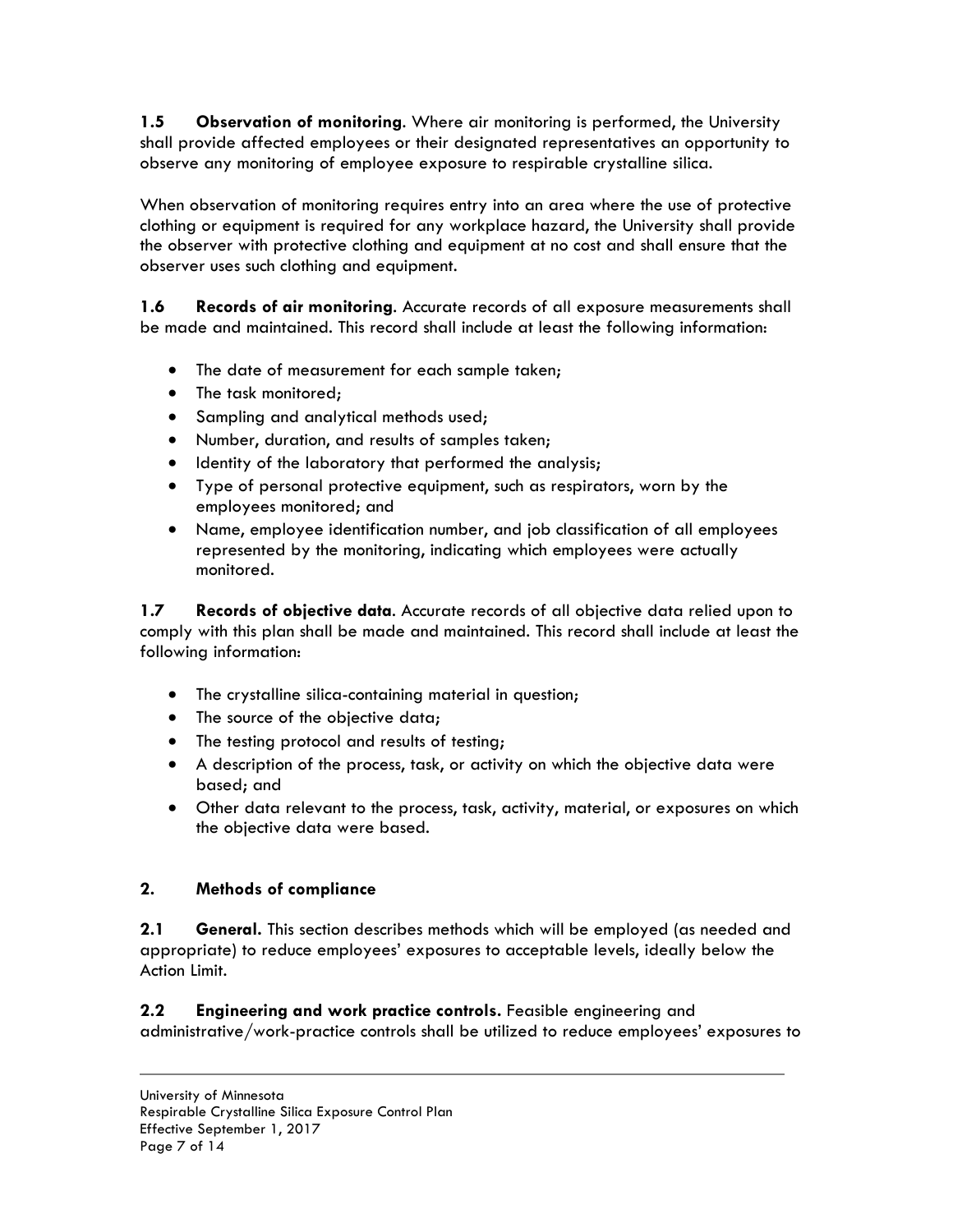**1.5 Observation of monitoring**. Where air monitoring is performed, the University shall provide affected employees or their designated representatives an opportunity to observe any monitoring of employee exposure to respirable crystalline silica.

When observation of monitoring requires entry into an area where the use of protective clothing or equipment is required for any workplace hazard, the University shall provide the observer with protective clothing and equipment at no cost and shall ensure that the observer uses such clothing and equipment.

**1.6 Records of air monitoring**. Accurate records of all exposure measurements shall be made and maintained. This record shall include at least the following information:

- The date of measurement for each sample taken;
- The task monitored;
- Sampling and analytical methods used;
- Number, duration, and results of samples taken;
- Identity of the laboratory that performed the analysis;
- Type of personal protective equipment, such as respirators, worn by the employees monitored; and
- Name, employee identification number, and job classification of all employees represented by the monitoring, indicating which employees were actually monitored.

**1.7 Records of objective data**. Accurate records of all objective data relied upon to comply with this plan shall be made and maintained. This record shall include at least the following information:

- The crystalline silica-containing material in question;
- The source of the objective data;
- The testing protocol and results of testing;
- A description of the process, task, or activity on which the objective data were based; and
- Other data relevant to the process, task, activity, material, or exposures on which the objective data were based.

## 2. Methods of compliance

**2.1 General.** This section describes methods which will be employed (as needed and appropriate) to reduce employees' exposures to acceptable levels, ideally below the Action Limit.

**2.2 Engineering and work practice controls.** Feasible engineering and administrative/work-practice controls shall be utilized to reduce employees' exposures to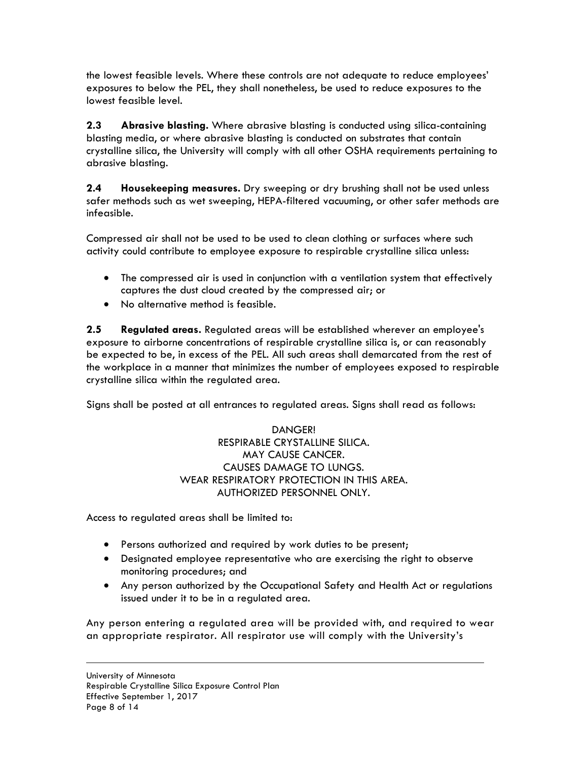the lowest feasible levels. Where these controls are not adequate to reduce employees' exposures to below the PEL, they shall nonetheless, be used to reduce exposures to the lowest feasible level.

**2.3 Abrasive blasting.** Where abrasive blasting is conducted using silica-containing blasting media, or where abrasive blasting is conducted on substrates that contain crystalline silica, the University will comply with all other OSHA requirements pertaining to abrasive blasting.

**2.4 Housekeeping measures.** Dry sweeping or dry brushing shall not be used unless safer methods such as wet sweeping, HEPA-filtered vacuuming, or other safer methods are infeasible.

Compressed air shall not be used to be used to clean clothing or surfaces where such activity could contribute to employee exposure to respirable crystalline silica unless:

- The compressed air is used in conjunction with a ventilation system that effectively captures the dust cloud created by the compressed air; or
- No alternative method is feasible.

**2.5 Regulated areas.** Regulated areas will be established wherever an employee's exposure to airborne concentrations of respirable crystalline silica is, or can reasonably be expected to be, in excess of the PEL. All such areas shall demarcated from the rest of the workplace in a manner that minimizes the number of employees exposed to respirable crystalline silica within the regulated area.

Signs shall be posted at all entrances to regulated areas. Signs shall read as follows:

DANGER!
RESPIRABLE CRYSTALLINE SILICA.
MAY CAUSE CANCER.
CAUSES DAMAGE TO LUNGS.
WEAR RESPIRATORY PROTECTION IN THIS AREA.
AUTHORIZED PERSONNEL ONLY.

Access to regulated areas shall be limited to:

- Persons authorized and required by work duties to be present;
- Designated employee representative who are exercising the right to observe monitoring procedures; and
- Any person authorized by the Occupational Safety and Health Act or regulations issued under it to be in a regulated area.

Any person entering a regulated area will be provided with, and required to wear an appropriate respirator. All respirator use will comply with the University's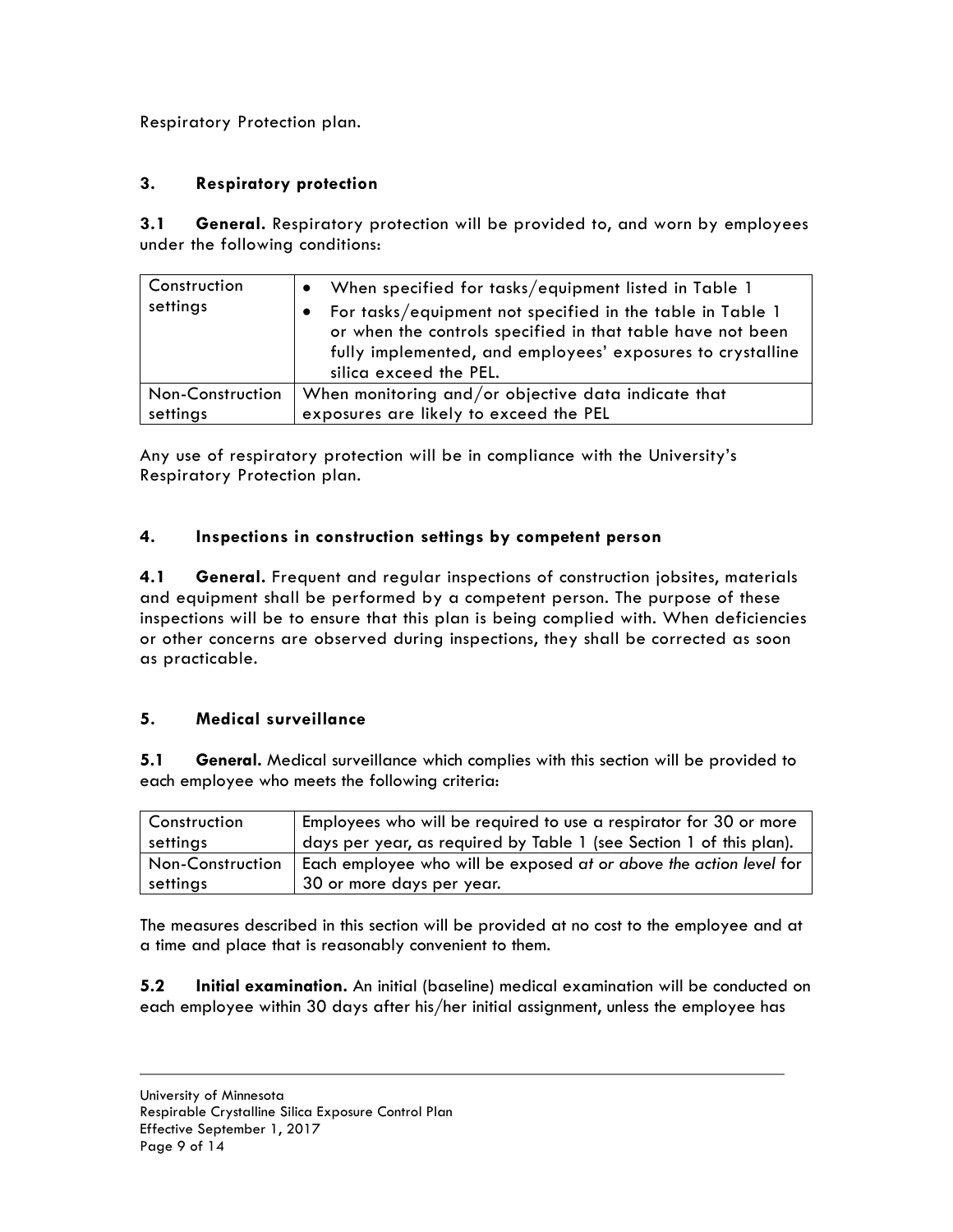Respiratory Protection plan.

## 3. Respiratory protection

**3.1 General.** Respiratory protection will be provided to, and worn by employees under the following conditions:

| Construction settings | • When specified for tasks/equipment listed in Table 1<br>• For tasks/equipment not specified in the table in Table 1 or when the controls specified in that table have not been fully implemented, and employees' exposures to crystalline silica exceed the PEL. |
|---|---|
| Non-Construction settings | When monitoring and/or objective data indicate that exposures are likely to exceed the PEL |

Any use of respiratory protection will be in compliance with the University's Respiratory Protection plan.

## 4. Inspections in construction settings by competent person

**4.1 General.** Frequent and regular inspections of construction jobsites, materials and equipment shall be performed by a competent person. The purpose of these inspections will be to ensure that this plan is being complied with. When deficiencies or other concerns are observed during inspections, they shall be corrected as soon as practicable.

## 5. Medical surveillance

**5.1 General.** Medical surveillance which complies with this section will be provided to each employee who meets the following criteria:

| Construction settings | Employees who will be required to use a respirator for 30 or more days per year, as required by Table 1 (see Section 1 of this plan). |
|---|---|
| Non-Construction settings | Each employee who will be exposed *at or above the action level* for 30 or more days per year. |

The measures described in this section will be provided at no cost to the employee and at a time and place that is reasonably convenient to them.

**5.2 Initial examination.** An initial (baseline) medical examination will be conducted on each employee within 30 days after his/her initial assignment, unless the employee has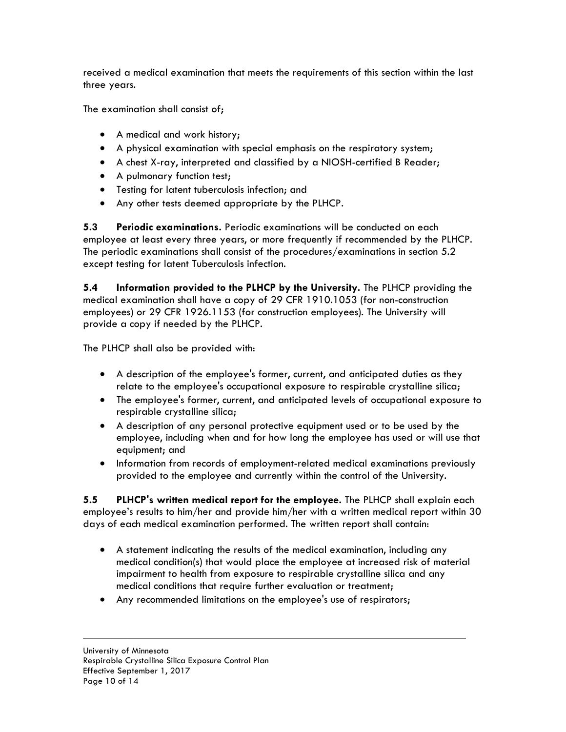received a medical examination that meets the requirements of this section within the last three years.

The examination shall consist of;

- A medical and work history;
- A physical examination with special emphasis on the respiratory system;
- A chest X-ray, interpreted and classified by a NIOSH-certified B Reader;
- A pulmonary function test;
- Testing for latent tuberculosis infection; and
- Any other tests deemed appropriate by the PLHCP.

**5.3 Periodic examinations.** Periodic examinations will be conducted on each employee at least every three years, or more frequently if recommended by the PLHCP. The periodic examinations shall consist of the procedures/examinations in section 5.2 except testing for latent Tuberculosis infection.

**5.4 Information provided to the PLHCP by the University.** The PLHCP providing the medical examination shall have a copy of 29 CFR 1910.1053 (for non-construction employees) or 29 CFR 1926.1153 (for construction employees). The University will provide a copy if needed by the PLHCP.

The PLHCP shall also be provided with:

- A description of the employee's former, current, and anticipated duties as they relate to the employee's occupational exposure to respirable crystalline silica;
- The employee's former, current, and anticipated levels of occupational exposure to respirable crystalline silica;
- A description of any personal protective equipment used or to be used by the employee, including when and for how long the employee has used or will use that equipment; and
- Information from records of employment-related medical examinations previously provided to the employee and currently within the control of the University.

**5.5 PLHCP's written medical report for the employee.** The PLHCP shall explain each employee's results to him/her and provide him/her with a written medical report within 30 days of each medical examination performed. The written report shall contain:

- A statement indicating the results of the medical examination, including any medical condition(s) that would place the employee at increased risk of material impairment to health from exposure to respirable crystalline silica and any medical conditions that require further evaluation or treatment;
- Any recommended limitations on the employee's use of respirators;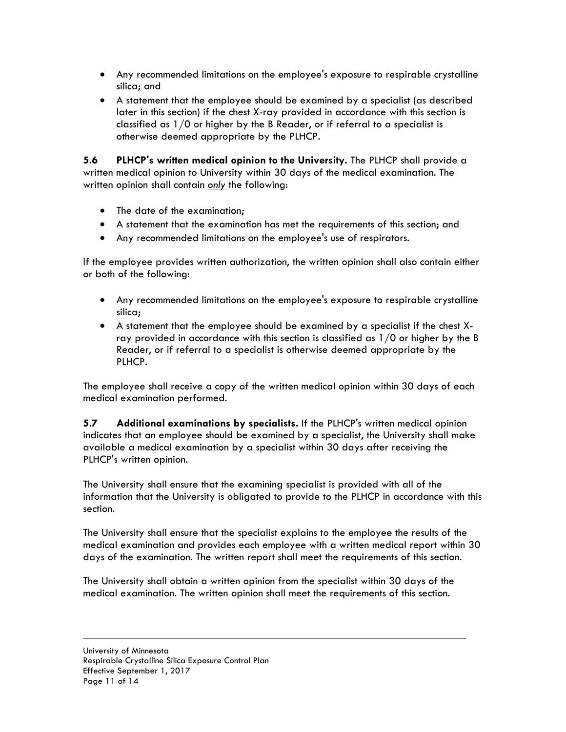- Any recommended limitations on the employee's exposure to respirable crystalline silica; and
- A statement that the employee should be examined by a specialist (as described later in this section) if the chest X-ray provided in accordance with this section is classified as 1/0 or higher by the B Reader, or if referral to a specialist is otherwise deemed appropriate by the PLHCP.

**5.6 PLHCP's written medical opinion to the University.** The PLHCP shall provide a written medical opinion to University within 30 days of the medical examination. The written opinion shall contain *only* the following:

- The date of the examination;
- A statement that the examination has met the requirements of this section; and
- Any recommended limitations on the employee's use of respirators.

If the employee provides written authorization, the written opinion shall also contain either or both of the following:

- Any recommended limitations on the employee's exposure to respirable crystalline silica;
- A statement that the employee should be examined by a specialist if the chest X-ray provided in accordance with this section is classified as 1/0 or higher by the B Reader, or if referral to a specialist is otherwise deemed appropriate by the PLHCP.

The employee shall receive a copy of the written medical opinion within 30 days of each medical examination performed.

**5.7 Additional examinations by specialists.** If the PLHCP's written medical opinion indicates that an employee should be examined by a specialist, the University shall make available a medical examination by a specialist within 30 days after receiving the PLHCP's written opinion.

The University shall ensure that the examining specialist is provided with all of the information that the University is obligated to provide to the PLHCP in accordance with this section.

The University shall ensure that the specialist explains to the employee the results of the medical examination and provides each employee with a written medical report within 30 days of the examination. The written report shall meet the requirements of this section.

The University shall obtain a written opinion from the specialist within 30 days of the medical examination. The written opinion shall meet the requirements of this section.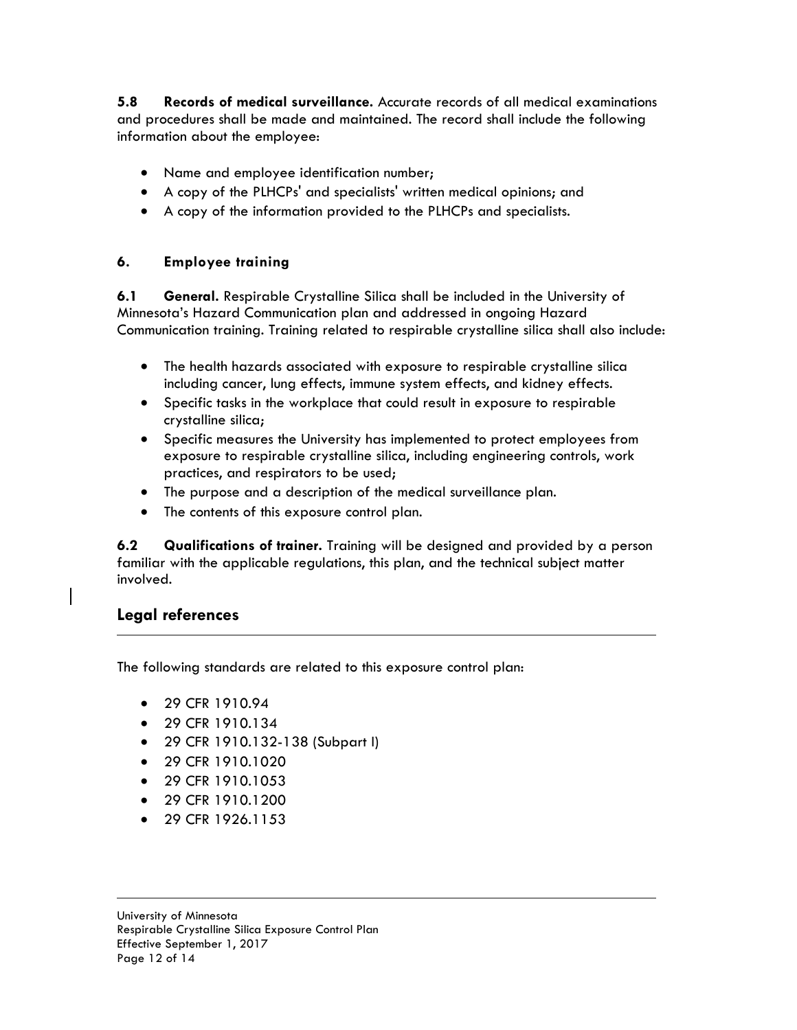**5.8 Records of medical surveillance.** Accurate records of all medical examinations and procedures shall be made and maintained. The record shall include the following information about the employee:

- Name and employee identification number;
- A copy of the PLHCPs' and specialists' written medical opinions; and
- A copy of the information provided to the PLHCPs and specialists.

### 6. Employee training

**6.1 General.** Respirable Crystalline Silica shall be included in the University of Minnesota's Hazard Communication plan and addressed in ongoing Hazard Communication training. Training related to respirable crystalline silica shall also include:

- The health hazards associated with exposure to respirable crystalline silica including cancer, lung effects, immune system effects, and kidney effects.
- Specific tasks in the workplace that could result in exposure to respirable crystalline silica;
- Specific measures the University has implemented to protect employees from exposure to respirable crystalline silica, including engineering controls, work practices, and respirators to be used;
- The purpose and a description of the medical surveillance plan.
- The contents of this exposure control plan.

**6.2 Qualifications of trainer.** Training will be designed and provided by a person familiar with the applicable regulations, this plan, and the technical subject matter involved.

## Legal references

The following standards are related to this exposure control plan:

- 29 CFR 1910.94
- 29 CFR 1910.134
- 29 CFR 1910.132-138 (Subpart I)
- 29 CFR 1910.1020
- 29 CFR 1910.1053
- 29 CFR 1910.1200
- 29 CFR 1926.1153